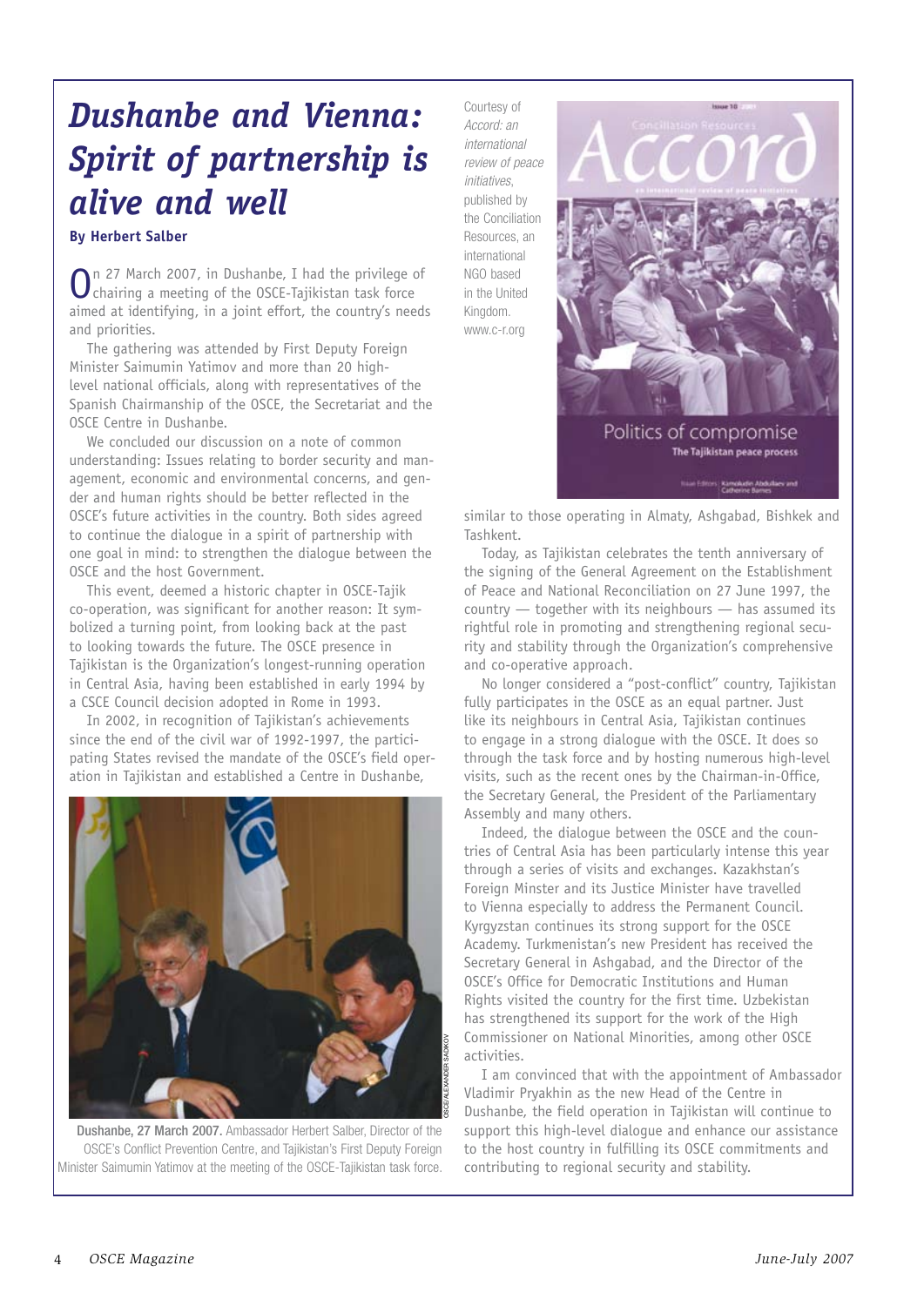# *Dushanbe and Vienna: Spirit of partnership is alive and well*

**By Herbert Salber**

On 27 March 2007, in Dushanbe, I had the privilege of chairing a meeting of the OSCE-Tajikistan task force aimed at identifying, in a joint effort, the country's needs and priorities.

The gathering was attended by First Deputy Foreign Minister Saimumin Yatimov and more than 20 high-level national officials, along with representatives of the Spanish Chairmanship of the OSCE, the Secretariat and the OSCE Centre in Dushanbe.

We concluded our discussion on a note of common understanding: Issues relating to border security and management, economic and environmental concerns, and gender and human rights should be better reflected in the OSCE's future activities in the country. Both sides agreed to continue the dialogue in a spirit of partnership with one goal in mind: to strengthen the dialogue between the OSCE and the host Government.

This event, deemed a historic chapter in OSCE-Tajik co-operation, was significant for another reason: It symbolized a turning point, from looking back at the past to looking towards the future. The OSCE presence in Tajikistan is the Organization's longest-running operation in Central Asia, having been established in early 1994 by a CSCE Council decision adopted in Rome in 1993.

In 2002, in recognition of Tajikistan's achievements since the end of the civil war of 1992-1997, the participating States revised the mandate of the OSCE's field operation in Tajikistan and established a Centre in Dushanbe, similar to those operating in Almaty, Ashgabad, Bishkek and Tashkent.

**Dushanbe, 27 March 2007.** Ambassador Herbert Salber, Director of the OSCE's Conflict Prevention Centre, and Tajikistan's First Deputy Foreign Minister Saimumin Yatimov at the meeting of the OSCE-Tajikistan task force.

Courtesy of *Accord: an international review of peace initiatives*, published by the Conciliation Resources, an international NGO based in the United Kingdom. www.c-r.org

Today, as Tajikistan celebrates the tenth anniversary of the signing of the General Agreement on the Establishment of Peace and National Reconciliation on 27 June 1997, the country — together with its neighbours — has assumed its rightful role in promoting and strengthening regional security and stability through the Organization's comprehensive and co-operative approach.

No longer considered a "post-conflict" country, Tajikistan fully participates in the OSCE as an equal partner. Just like its neighbours in Central Asia, Tajikistan continues to engage in a strong dialogue with the OSCE. It does so through the task force and by hosting numerous high-level visits, such as the recent ones by the Chairman-in-Office, the Secretary General, the President of the Parliamentary Assembly and many others.

Indeed, the dialogue between the OSCE and the countries of Central Asia has been particularly intense this year through a series of visits and exchanges. Kazakhstan's Foreign Minster and its Justice Minister have travelled to Vienna especially to address the Permanent Council. Kyrgyzstan continues its strong support for the OSCE Academy. Turkmenistan's new President has received the Secretary General in Ashgabad, and the Director of the OSCE's Office for Democratic Institutions and Human Rights visited the country for the first time. Uzbekistan has strengthened its support for the work of the High Commissioner on National Minorities, among other OSCE activities.

I am convinced that with the appointment of Ambassador Vladimir Pryakhin as the new Head of the Centre in Dushanbe, the field operation in Tajikistan will continue to support this high-level dialogue and enhance our assistance to the host country in fulfilling its OSCE commitments and contributing to regional security and stability.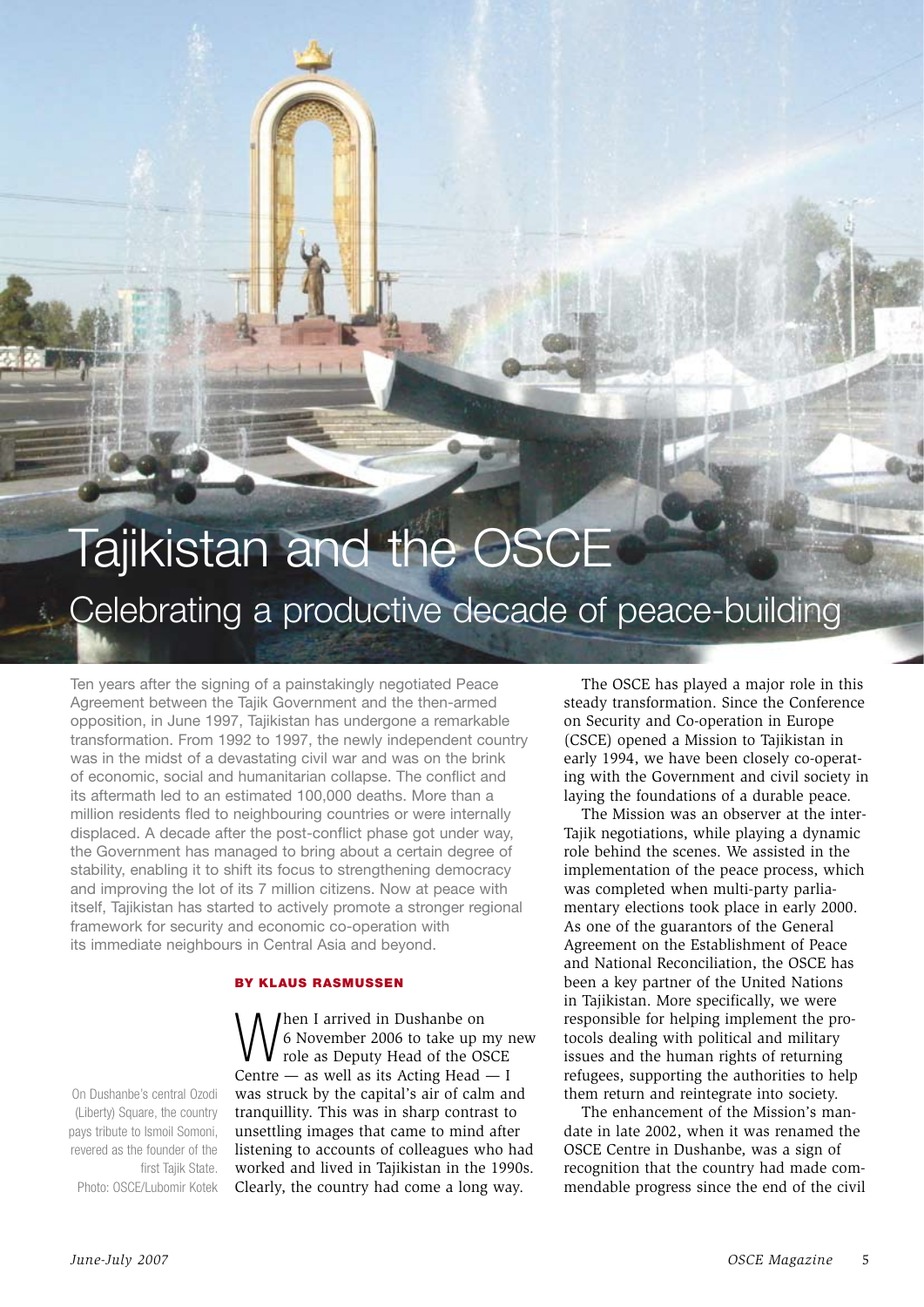# Tajikistan and the OSCE

## Celebrating a productive decade of peace-building

Ten years after the signing of a painstakingly negotiated Peace Agreement between the Tajik Government and the then-armed opposition, in June 1997, Tajikistan has undergone a remarkable transformation. From 1992 to 1997, the newly independent country was in the midst of a devastating civil war and was on the brink of economic, social and humanitarian collapse. The conflict and its aftermath led to an estimated 100,000 deaths. More than a million residents fled to neighbouring countries or were internally displaced. A decade after the post-conflict phase got under way, the Government has managed to bring about a certain degree of stability, enabling it to shift its focus to strengthening democracy and improving the lot of its 7 million citizens. Now at peace with itself, Tajikistan has started to actively promote a stronger regional framework for security and economic co-operation with its immediate neighbours in Central Asia and beyond.

**BY KLAUS RASMUSSEN**

On Dushanbe's central Ozodi (Liberty) Square, the country pays tribute to Ismoil Somoni, revered as the founder of the first Tajik State. Photo: OSCE/Lubomir Kotek

When I arrived in Dushanbe on 6 November 2006 to take up my new role as Deputy Head of the OSCE Centre — as well as its Acting Head — I was struck by the capital's air of calm and tranquillity. This was in sharp contrast to unsettling images that came to mind after listening to accounts of colleagues who had worked and lived in Tajikistan in the 1990s. Clearly, the country had come a long way.

The OSCE has played a major role in this steady transformation. Since the Conference on Security and Co-operation in Europe (CSCE) opened a Mission to Tajikistan in early 1994, we have been closely co-operating with the Government and civil society in laying the foundations of a durable peace.

The Mission was an observer at the inter-Tajik negotiations, while playing a dynamic role behind the scenes. We assisted in the implementation of the peace process, which was completed when multi-party parliamentary elections took place in early 2000. As one of the guarantors of the General Agreement on the Establishment of Peace and National Reconciliation, the OSCE has been a key partner of the United Nations in Tajikistan. More specifically, we were responsible for helping implement the protocols dealing with political and military issues and the human rights of returning refugees, supporting the authorities to help them return and reintegrate into society.

The enhancement of the Mission's mandate in late 2002, when it was renamed the OSCE Centre in Dushanbe, was a sign of recognition that the country had made commendable progress since the end of the civil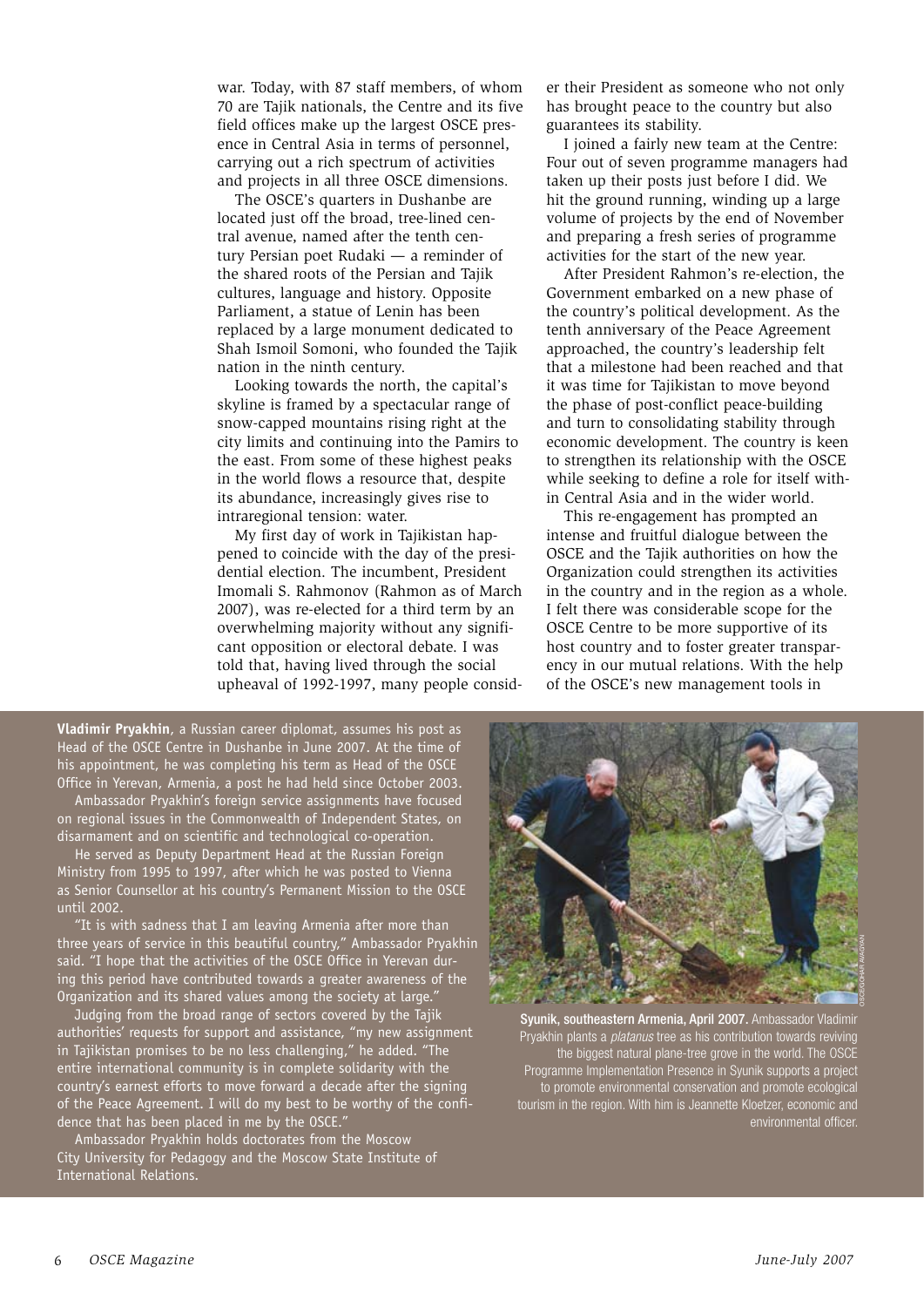war. Today, with 87 staff members, of whom 70 are Tajik nationals, the Centre and its five field offices make up the largest OSCE presence in Central Asia in terms of personnel, carrying out a rich spectrum of activities and projects in all three OSCE dimensions.

The OSCE's quarters in Dushanbe are located just off the broad, tree-lined central avenue, named after the tenth century Persian poet Rudaki — a reminder of the shared roots of the Persian and Tajik cultures, language and history. Opposite Parliament, a statue of Lenin has been replaced by a large monument dedicated to Shah Ismoil Somoni, who founded the Tajik nation in the ninth century.

Looking towards the north, the capital's skyline is framed by a spectacular range of snow-capped mountains rising right at the city limits and continuing into the Pamirs to the east. From some of these highest peaks in the world flows a resource that, despite its abundance, increasingly gives rise to intraregional tension: water.

My first day of work in Tajikistan happened to coincide with the day of the presidential election. The incumbent, President Imomali S. Rahmonov (Rahmon as of March 2007), was re-elected for a third term by an overwhelming majority without any significant opposition or electoral debate. I was told that, having lived through the social upheaval of 1992-1997, many people consider their President as someone who not only has brought peace to the country but also guarantees its stability.

I joined a fairly new team at the Centre: Four out of seven programme managers had taken up their posts just before I did. We hit the ground running, winding up a large volume of projects by the end of November and preparing a fresh series of programme activities for the start of the new year.

After President Rahmon's re-election, the Government embarked on a new phase of the country's political development. As the tenth anniversary of the Peace Agreement approached, the country's leadership felt that a milestone had been reached and that it was time for Tajikistan to move beyond the phase of post-conflict peace-building and turn to consolidating stability through economic development. The country is keen to strengthen its relationship with the OSCE while seeking to define a role for itself within Central Asia and in the wider world.

This re-engagement has prompted an intense and fruitful dialogue between the OSCE and the Tajik authorities on how the Organization could strengthen its activities in the country and in the region as a whole. I felt there was considerable scope for the OSCE Centre to be more supportive of its host country and to foster greater transparency in our mutual relations. With the help of the OSCE's new management tools in

**Vladimir Pryakhin**, a Russian career diplomat, assumes his post as Head of the OSCE Centre in Dushanbe in June 2007. At the time of his appointment, he was completing his term as Head of the OSCE Office in Yerevan, Armenia, a post he had held since October 2003.

Ambassador Pryakhin's foreign service assignments have focused on regional issues in the Commonwealth of Independent States, on disarmament and on scientific and technological co-operation.

He served as Deputy Department Head at the Russian Foreign Ministry from 1995 to 1997, after which he was posted to Vienna as Senior Counsellor at his country's Permanent Mission to the OSCE until 2002.

"It is with sadness that I am leaving Armenia after more than three years of service in this beautiful country," Ambassador Pryakhin said. "I hope that the activities of the OSCE Office in Yerevan during this period have contributed towards a greater awareness of the Organization and its shared values among the society at large."

Judging from the broad range of sectors covered by the Tajik authorities' requests for support and assistance, "my new assignment in Tajikistan promises to be no less challenging," he added. "The entire international community is in complete solidarity with the country's earnest efforts to move forward a decade after the signing of the Peace Agreement. I will do my best to be worthy of the confidence that has been placed in me by the OSCE."

Ambassador Pryakhin holds doctorates from the Moscow City University for Pedagogy and the Moscow State Institute of International Relations.

**Syunik, southeastern Armenia, April 2007.** Ambassador Vladimir Pryakhin plants a *platanus* tree as his contribution towards reviving the biggest natural plane-tree grove in the world. The OSCE Programme Implementation Presence in Syunik supports a project to promote environmental conservation and promote ecological tourism in the region. With him is Jeannette Kloetzer, economic and environmental officer.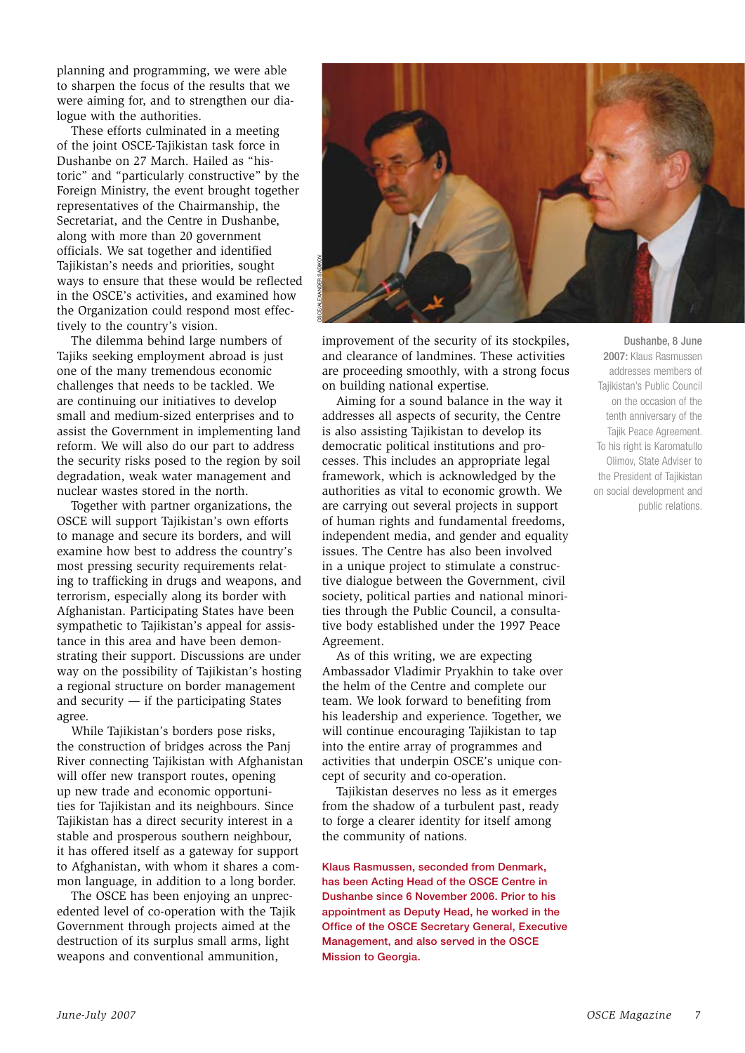planning and programming, we were able to sharpen the focus of the results that we were aiming for, and to strengthen our dialogue with the authorities.

These efforts culminated in a meeting of the joint OSCE-Tajikistan task force in Dushanbe on 27 March. Hailed as "historic" and "particularly constructive" by the Foreign Ministry, the event brought together representatives of the Chairmanship, the Secretariat, and the Centre in Dushanbe, along with more than 20 government officials. We sat together and identified Tajikistan's needs and priorities, sought ways to ensure that these would be reflected in the OSCE's activities, and examined how the Organization could respond most effectively to the country's vision.

The dilemma behind large numbers of Tajiks seeking employment abroad is just one of the many tremendous economic challenges that needs to be tackled. We are continuing our initiatives to develop small and medium-sized enterprises and to assist the Government in implementing land reform. We will also do our part to address the security risks posed to the region by soil degradation, weak water management and nuclear wastes stored in the north.

Together with partner organizations, the OSCE will support Tajikistan's own efforts to manage and secure its borders, and will examine how best to address the country's most pressing security requirements relating to trafficking in drugs and weapons, and terrorism, especially along its border with Afghanistan. Participating States have been sympathetic to Tajikistan's appeal for assistance in this area and have been demonstrating their support. Discussions are under way on the possibility of Tajikistan's hosting a regional structure on border management and security — if the participating States agree.

While Tajikistan's borders pose risks, the construction of bridges across the Panj River connecting Tajikistan with Afghanistan will offer new transport routes, opening up new trade and economic opportunities for Tajikistan and its neighbours. Since Tajikistan has a direct security interest in a stable and prosperous southern neighbour, it has offered itself as a gateway for support to Afghanistan, with whom it shares a common language, in addition to a long border.

The OSCE has been enjoying an unprecedented level of co-operation with the Tajik Government through projects aimed at the destruction of its surplus small arms, light weapons and conventional ammunition, improvement of the security of its stockpiles, and clearance of landmines. These activities are proceeding smoothly, with a strong focus on building national expertise.

Aiming for a sound balance in the way it addresses all aspects of security, the Centre is also assisting Tajikistan to develop its democratic political institutions and processes. This includes an appropriate legal framework, which is acknowledged by the authorities as vital to economic growth. We are carrying out several projects in support of human rights and fundamental freedoms, independent media, and gender and equality issues. The Centre has also been involved in a unique project to stimulate a constructive dialogue between the Government, civil society, political parties and national minorities through the Public Council, a consultative body established under the 1997 Peace Agreement.

As of this writing, we are expecting Ambassador Vladimir Pryakhin to take over the helm of the Centre and complete our team. We look forward to benefiting from his leadership and experience. Together, we will continue encouraging Tajikistan to tap into the entire array of programmes and activities that underpin OSCE's unique concept of security and co-operation.

Tajikistan deserves no less as it emerges from the shadow of a turbulent past, ready to forge a clearer identity for itself among the community of nations.

**Klaus Rasmussen, seconded from Denmark, has been Acting Head of the OSCE Centre in Dushanbe since 6 November 2006. Prior to his appointment as Deputy Head, he worked in the Office of the OSCE Secretary General, Executive Management, and also served in the OSCE Mission to Georgia.**

OSCE/ALEXANDER SADIKOV

**Dushanbe, 8 June 2007:** Klaus Rasmussen addresses members of Tajikistan's Public Council on the occasion of the tenth anniversary of the Tajik Peace Agreement. To his right is Karomatullo Olimov, State Adviser to the President of Tajikistan on social development and public relations.